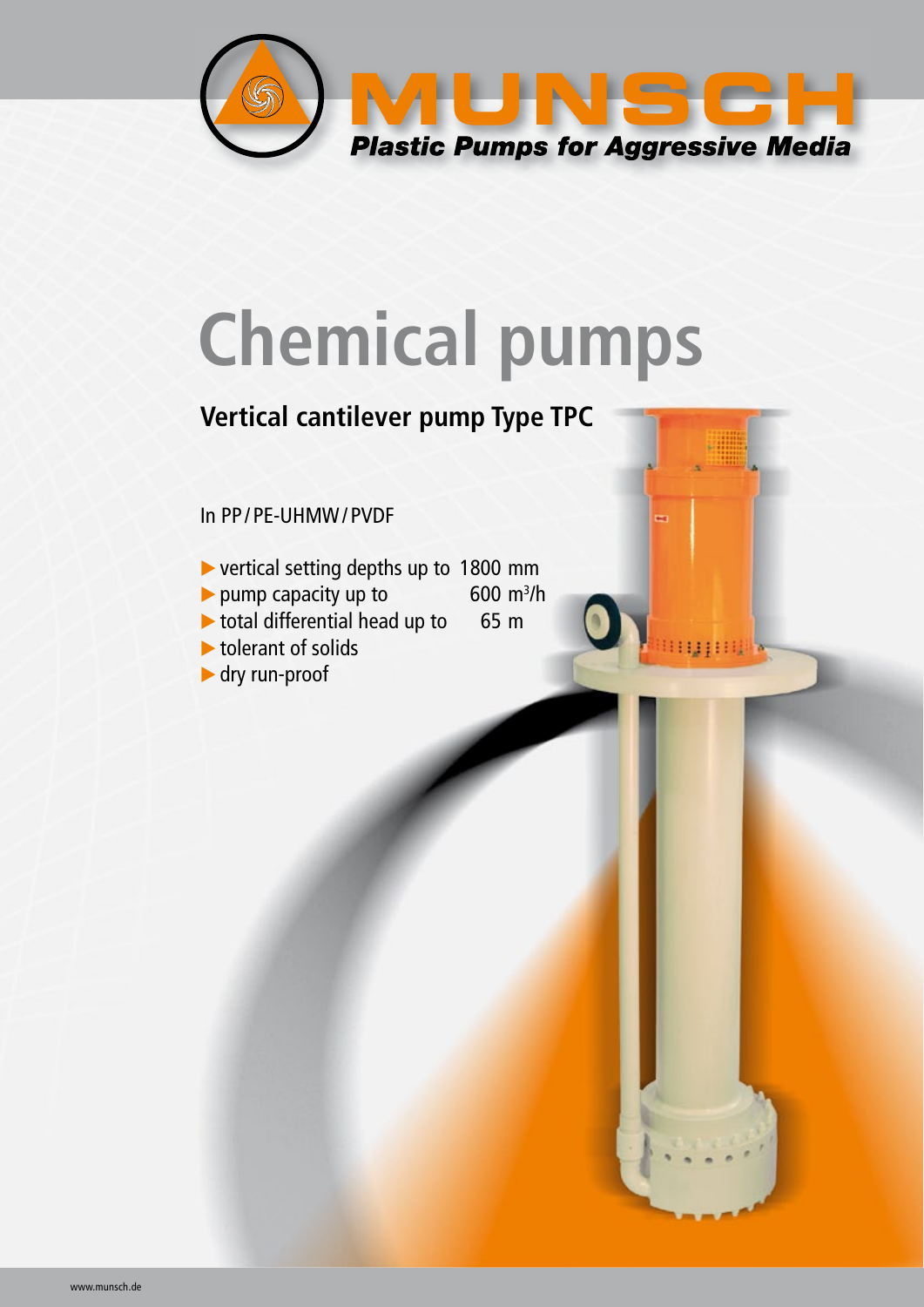# MUNSCH

***Plastic Pumps for Aggressive Media***

# Chemical pumps

## Vertical cantilever pump Type TPC

In PP / PE-UHMW / PVDF

- vertical setting depths up to 1800 mm
- pump capacity up to 600 $m^3/h$
- total differential head up to 65 m
- tolerant of solids
- dry run-proof

www.munsch.de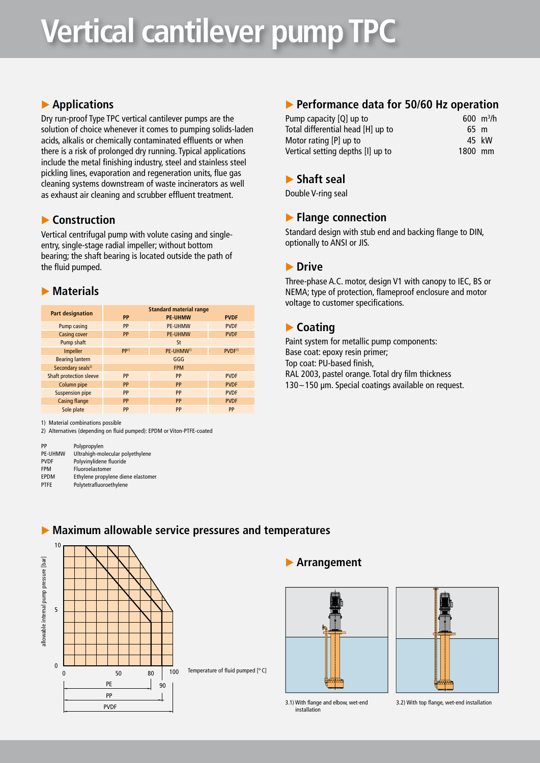# Vertical cantilever pump TPC

## Applications

Dry run-proof Type TPC vertical cantilever pumps are the solution of choice whenever it comes to pumping solids-laden acids, alkalis or chemically contaminated effluents or when there is a risk of prolonged dry running. Typical applications include the metal finishing industry, steel and stainless steel pickling lines, evaporation and regeneration units, flue gas cleaning systems downstream of waste incinerators as well as exhaust air cleaning and scrubber effluent treatment.

## Construction

Vertical centrifugal pump with volute casing and single-entry, single-stage radial impeller; without bottom bearing; the shaft bearing is located outside the path of the fluid pumped.

## Materials

| Part designation | Standard material range | | |
|---|---|---|---|
| | PP | PE-UHMW | PVDF |
| Pump casing | PP | PE-UHMW | PVDF |
| Casing cover | PP | PE-UHMW | PVDF |
| Pump shaft | St | | |
| Impeller | PP[1] | PE-UHMW[1] | PVDF[1] |
| Bearing lantern | GGG | | |
| Secondary seals[2] | FPM | | |
| Shaft protection sleeve | PP | PP | PVDF |
| Column pipe | PP | PP | PVDF |
| Suspension pipe | PP | PP | PVDF |
| Casing flange | PP | PP | PVDF |
| Sole plate | PP | PP | PP |

1) Material combinations possible
2) Alternatives (depending on fluid pumped): EPDM or Viton-PTFE-coated

| | |
|---|---|
| PP | Polypropylen |
| PE-UHMW | Ultrahigh-molecular polyethylene |
| PVDF | Polyvinylidene fluoride |
| FPM | Fluoroelastomer |
| EPDM | Ethylene propylene diene elastomer |
| PTFE | Polytetrafluoroethylene |

## Performance data for 50/60 Hz operation

| | | |
|---|---|---|
| Pump capacity [Q] up to | 600 | $m^3/h$ |
| Total differential head [H] up to | 65 | m |
| Motor rating [P] up to | 45 | kW |
| Vertical setting depths [l] up to | 1800 | mm |

## Shaft seal

Double V-ring seal

## Flange connection

Standard design with stub end and backing flange to DIN, optionally to ANSI or JIS.

## Drive

Three-phase A.C. motor, design V1 with canopy to IEC, BS or NEMA; type of protection, flameproof enclosure and motor voltage to customer specifications.

## Coating

Paint system for metallic pump components:
Base coat: epoxy resin primer;
Top coat: PU-based finish,
RAL 2003, pastel orange. Total dry film thickness 130 – 150 µm. Special coatings available on request.

## Maximum allowable service pressures and temperatures

allowable internal pump pressure [bar]: 0, 5, 10

Temperature of fluid pumped [° C]: 0, 50, 80, 90, 100

PE (up to 80 °C), PP (up to 90 °C), PVDF (up to 100 °C)

## Arrangement

3.1) With flange and elbow, wet-end installation

3.2) With top flange, wet-end installation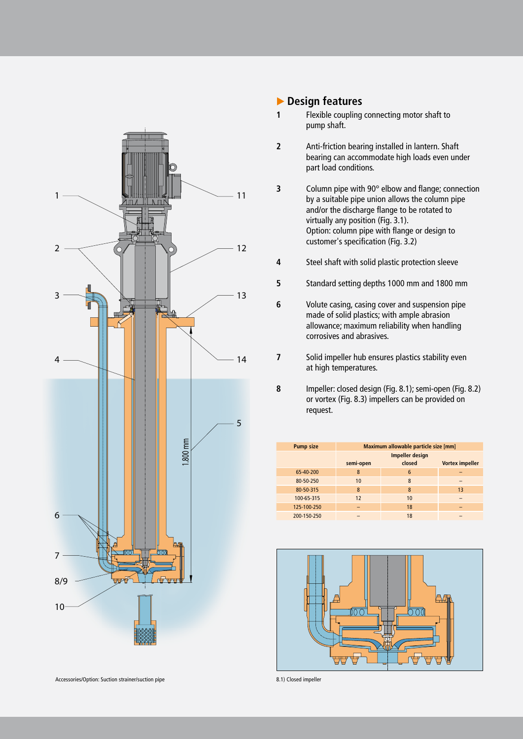## Design features

**1** Flexible coupling connecting motor shaft to pump shaft.

**2** Anti-friction bearing installed in lantern. Shaft bearing can accommodate high loads even under part load conditions.

**3** Column pipe with 90° elbow and flange; connection by a suitable pipe union allows the column pipe and/or the discharge flange to be rotated to virtually any position (Fig. 3.1).
Option: column pipe with flange or design to customer's specification (Fig. 3.2)

**4** Steel shaft with solid plastic protection sleeve

**5** Standard setting depths 1000 mm and 1800 mm

**6** Volute casing, casing cover and suspension pipe made of solid plastics; with ample abrasion allowance; maximum reliability when handling corrosives and abrasives.

**7** Solid impeller hub ensures plastics stability even at high temperatures.

**8** Impeller: closed design (Fig. 8.1); semi-open (Fig. 8.2) or vortex (Fig. 8.3) impellers can be provided on request.

| Pump size | Maximum allowable particle size [mm] | | |
|---|---|---|---|
| | Impeller design | | |
| | semi-open | closed | Vortex impeller |
| 65-40-200 | 8 | 6 | – |
| 80-50-250 | 10 | 8 | – |
| 80-50-315 | 8 | 8 | 13 |
| 100-65-315 | 12 | 10 | – |
| 125-100-250 | – | 18 | – |
| 200-150-250 | – | 18 | – |

Accessories/Option: Suction strainer/suction pipe

8.1) Closed impeller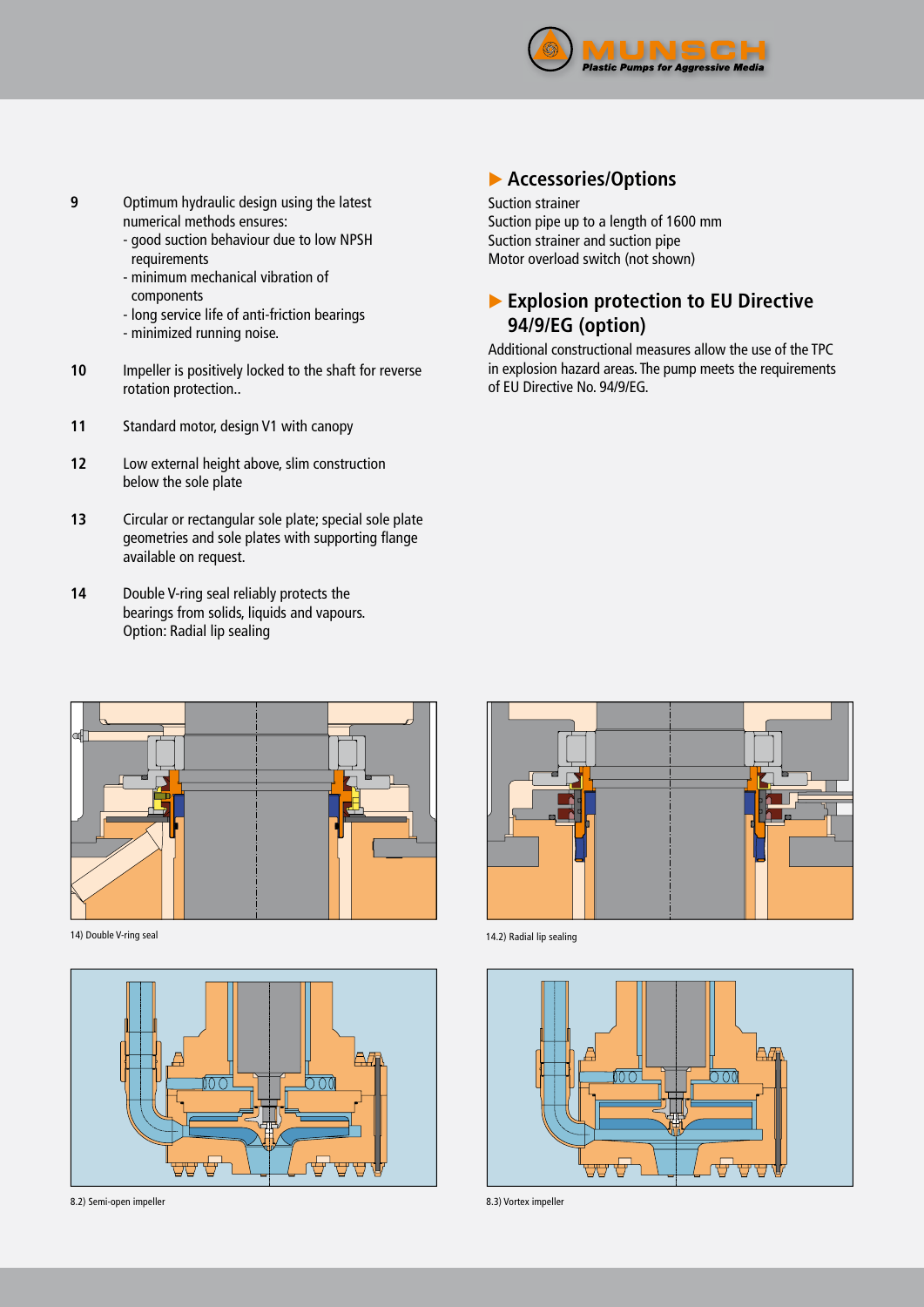**9** Optimum hydraulic design using the latest numerical methods ensures:
- good suction behaviour due to low NPSH requirements
- minimum mechanical vibration of components
- long service life of anti-friction bearings
- minimized running noise.

**10** Impeller is positively locked to the shaft for reverse rotation protection..

**11** Standard motor, design V1 with canopy

**12** Low external height above, slim construction below the sole plate

**13** Circular or rectangular sole plate; special sole plate geometries and sole plates with supporting flange available on request.

**14** Double V-ring seal reliably protects the bearings from solids, liquids and vapours.
Option: Radial lip sealing

## Accessories/Options

Suction strainer
Suction pipe up to a length of 1600 mm
Suction strainer and suction pipe
Motor overload switch (not shown)

## Explosion protection to EU Directive 94/9/EG (option)

Additional constructional measures allow the use of the TPC in explosion hazard areas. The pump meets the requirements of EU Directive No. 94/9/EG.

14) Double V-ring seal

14.2) Radial lip sealing

8.2) Semi-open impeller

8.3) Vortex impeller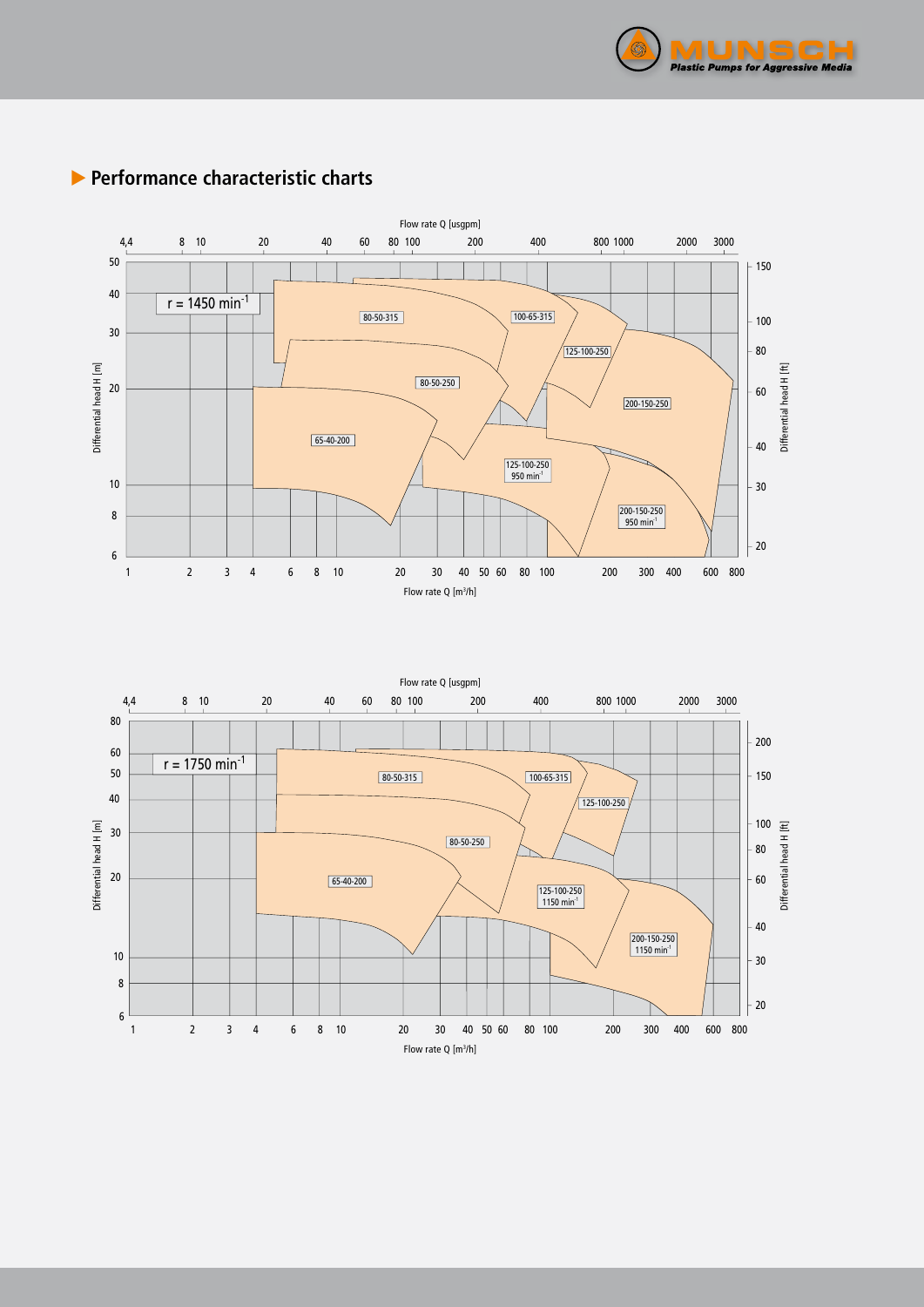## Performance characteristic charts

Flow rate Q [usgpm]

4,4 8 10 20 40 60 80 100 200 400 800 1000 2000 3000

r = 1450 min$^{-1}$

80-50-315

100-65-315

125-100-250

80-50-250

200-150-250

65-40-200

125-100-250
950 min$^{-1}$

200-150-250
950 min$^{-1}$

Differential head H [m]: 50, 40, 30, 20, 10, 8, 6

Differential head H [ft]: 150, 100, 80, 60, 40, 30, 20

1 2 3 4 6 8 10 20 30 40 50 60 80 100 200 300 400 600 800

Flow rate Q [m³/h]

Flow rate Q [usgpm]

4,4 8 10 20 40 60 80 100 200 400 800 1000 2000 3000

r = 1750 min$^{-1}$

80-50-315

100-65-315

125-100-250

80-50-250

65-40-200

125-100-250
1150 min$^{-1}$

200-150-250
1150 min$^{-1}$

Differential head H [m]: 80, 60, 50, 40, 30, 20, 10, 8, 6

Differential head H [ft]: 200, 150, 100, 80, 60, 40, 30, 20

1 2 3 4 6 8 10 20 30 40 50 60 80 100 200 300 400 600 800

Flow rate Q [m³/h]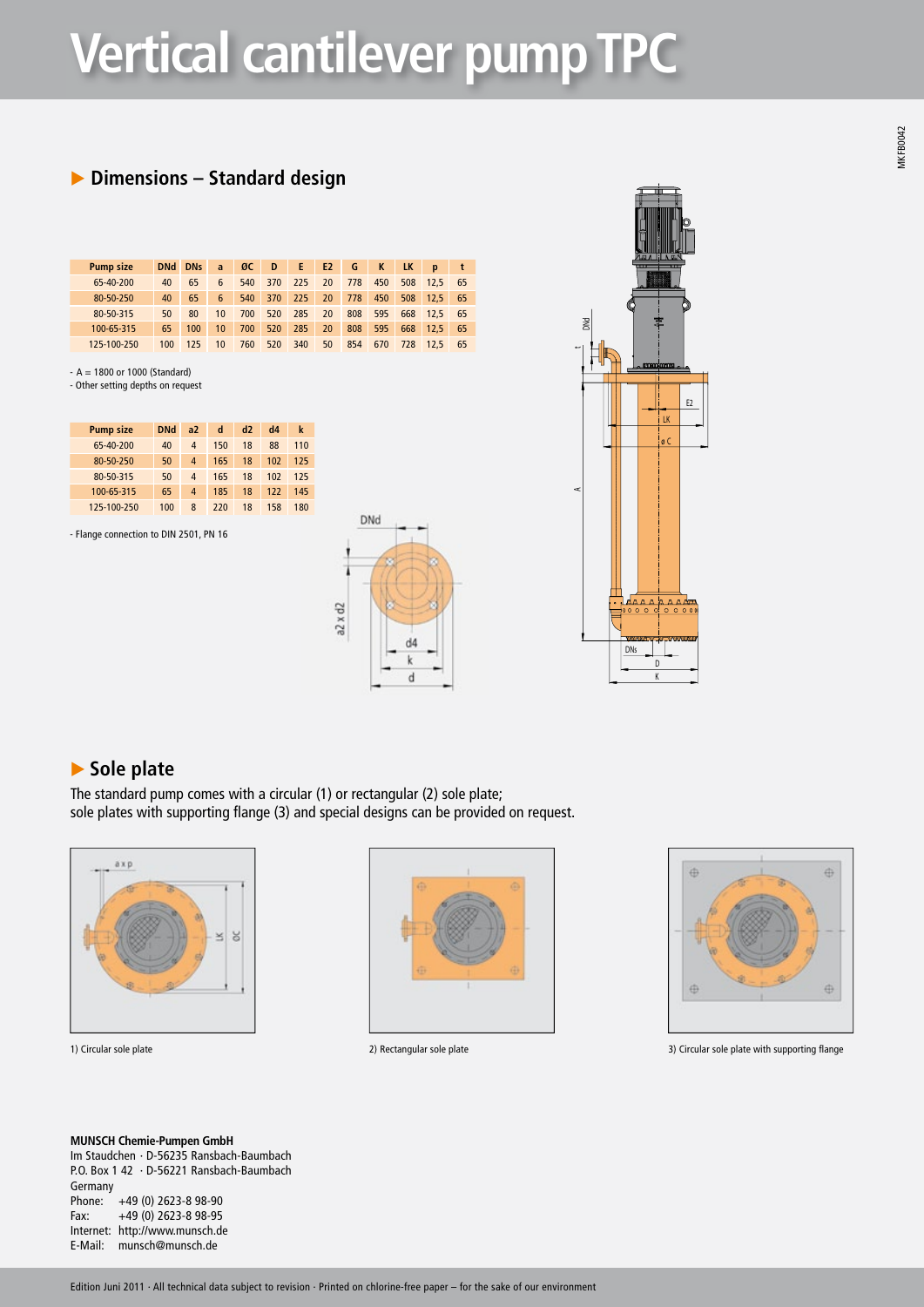# Vertical cantilever pump TPC

## ▶ Dimensions – Standard design

| Pump size | DNd | DNs | a | ØC | D | E | E2 | G | K | LK | p | t |
|---|---|---|---|---|---|---|---|---|---|---|---|---|
| 65-40-200 | 40 | 65 | 6 | 540 | 370 | 225 | 20 | 778 | 450 | 508 | 12,5 | 65 |
| 80-50-250 | 40 | 65 | 6 | 540 | 370 | 225 | 20 | 778 | 450 | 508 | 12,5 | 65 |
| 80-50-315 | 50 | 80 | 10 | 700 | 520 | 285 | 20 | 808 | 595 | 668 | 12,5 | 65 |
| 100-65-315 | 65 | 100 | 10 | 700 | 520 | 285 | 20 | 808 | 595 | 668 | 12,5 | 65 |
| 125-100-250 | 100 | 125 | 10 | 760 | 520 | 340 | 50 | 854 | 670 | 728 | 12,5 | 65 |

- A = 1800 or 1000 (Standard)
- Other setting depths on request

| Pump size | DNd | a2 | d | d2 | d4 | k |
|---|---|---|---|---|---|---|
| 65-40-200 | 40 | 4 | 150 | 18 | 88 | 110 |
| 80-50-250 | 50 | 4 | 165 | 18 | 102 | 125 |
| 80-50-315 | 50 | 4 | 165 | 18 | 102 | 125 |
| 100-65-315 | 65 | 4 | 185 | 18 | 122 | 145 |
| 125-100-250 | 100 | 8 | 220 | 18 | 158 | 180 |

- Flange connection to DIN 2501, PN 16

DNd
a2 x d2
d4
k
d

DNd
t
A
E2
LK
ø C
DNs
D
K

## ▶ Sole plate

The standard pump comes with a circular (1) or rectangular (2) sole plate; sole plates with supporting flange (3) and special designs can be provided on request.

a x p
LK
ØC

1) Circular sole plate

2) Rectangular sole plate

3) Circular sole plate with supporting flange

**MUNSCH Chemie-Pumpen GmbH**
Im Staudchen · D-56235 Ransbach-Baumbach
P.O. Box 1 42 · D-56221 Ransbach-Baumbach
Germany
Phone: +49 (0) 2623-8 98-90
Fax: +49 (0) 2623-8 98-95
Internet: http://www.munsch.de
E-Mail: munsch@munsch.de

Edition Juni 2011 · All technical data subject to revision · Printed on chlorine-free paper – for the sake of our environment

MKFB0042